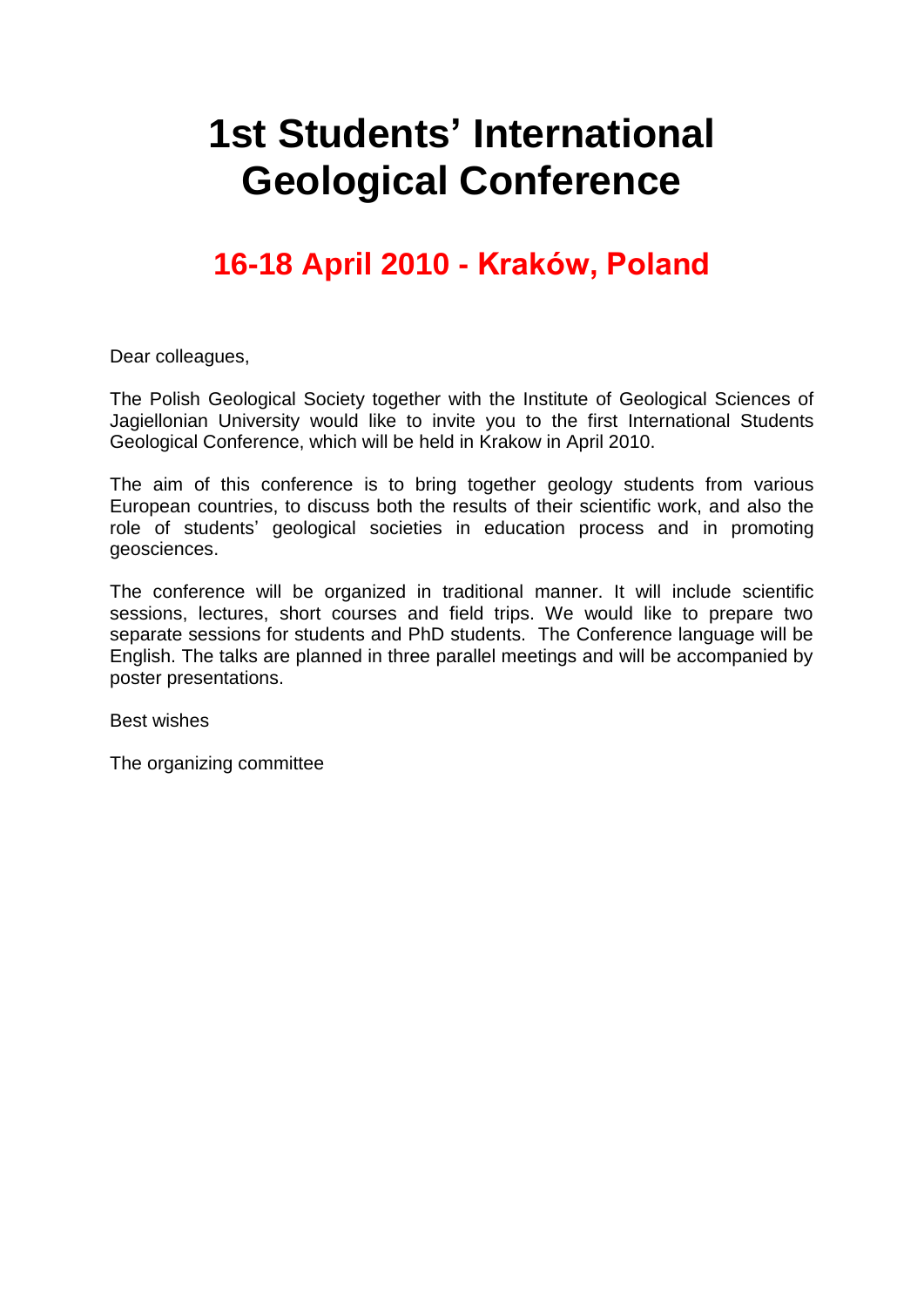# 1st Students' International Geological Conference

## 16-18 April 2010 - Kraków, Poland

Dear colleagues,

The Polish Geological Society together with the Institute of Geological Sciences of Jagiellonian University would like to invite you to the first International Students Geological Conference, which will be held in Krakow in April 2010.

The aim of this conference is to bring together geology students from various European countries, to discuss both the results of their scientific work, and also the role of students' geological societies in education process and in promoting geosciences.

The conference will be organized in traditional manner. It will include scientific sessions, lectures, short courses and field trips. We would like to prepare two separate sessions for students and PhD students. The Conference language will be English. The talks are planned in three parallel meetings and will be accompanied by poster presentations.

Best wishes

The organizing committee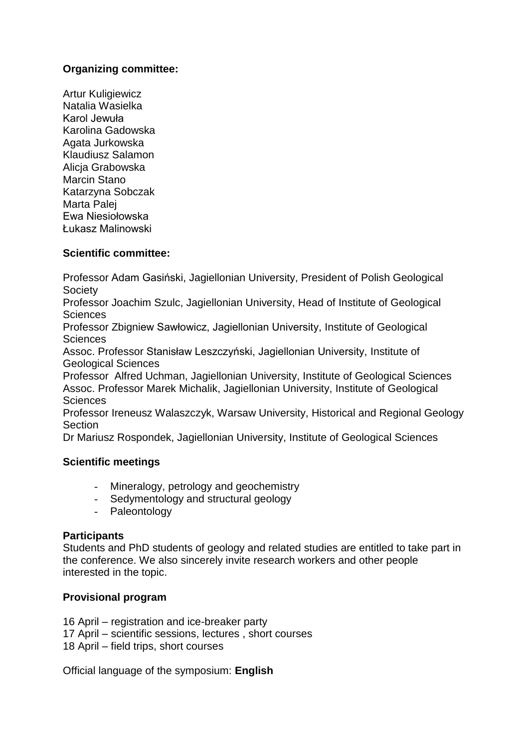**Organizing committee:**

Artur Kuligiewicz
Natalia Wasielka
Karol Jewuła
Karolina Gadowska
Agata Jurkowska
Klaudiusz Salamon
Alicja Grabowska
Marcin Stano
Katarzyna Sobczak
Marta Palej
Ewa Niesiołowska
Łukasz Malinowski

**Scientific committee:**

Professor Adam Gasiński, Jagiellonian University, President of Polish Geological Society
Professor Joachim Szulc, Jagiellonian University, Head of Institute of Geological Sciences
Professor Zbigniew Sawłowicz, Jagiellonian University, Institute of Geological Sciences
Assoc. Professor Stanisław Leszczyński, Jagiellonian University, Institute of Geological Sciences
Professor Alfred Uchman, Jagiellonian University, Institute of Geological Sciences
Assoc. Professor Marek Michalik, Jagiellonian University, Institute of Geological Sciences
Professor Ireneusz Walaszczyk, Warsaw University, Historical and Regional Geology Section
Dr Mariusz Rospondek, Jagiellonian University, Institute of Geological Sciences

**Scientific meetings**

- Mineralogy, petrology and geochemistry
- Sedymentology and structural geology
- Paleontology

**Participants**

Students and PhD students of geology and related studies are entitled to take part in the conference. We also sincerely invite research workers and other people interested in the topic.

**Provisional program**

16 April – registration and ice-breaker party
17 April – scientific sessions, lectures , short courses
18 April – field trips, short courses

Official language of the symposium: **English**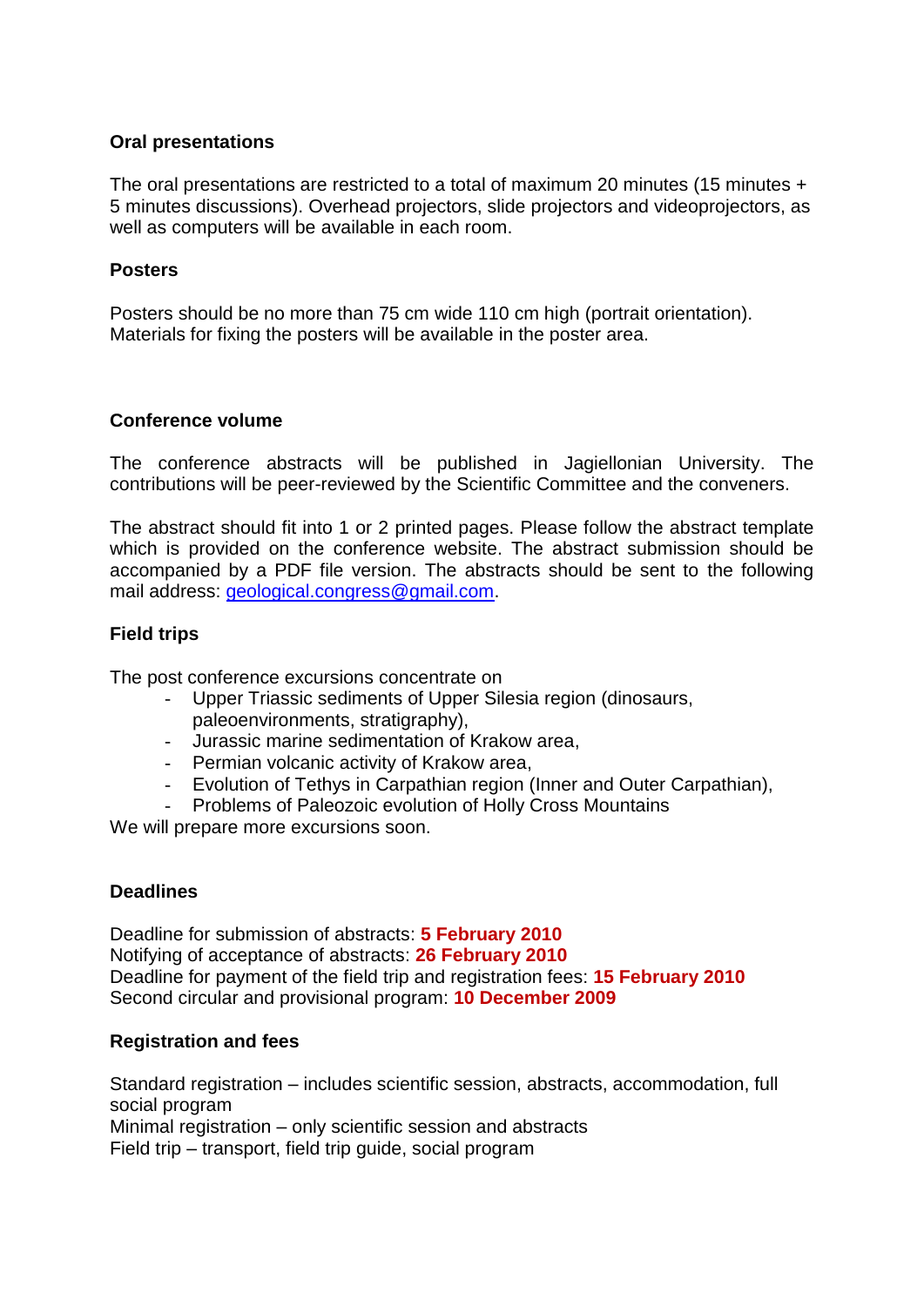### Oral presentations

The oral presentations are restricted to a total of maximum 20 minutes (15 minutes + 5 minutes discussions). Overhead projectors, slide projectors and videoprojectors, as well as computers will be available in each room.

### Posters

Posters should be no more than 75 cm wide 110 cm high (portrait orientation). Materials for fixing the posters will be available in the poster area.

### Conference volume

The conference abstracts will be published in Jagiellonian University. The contributions will be peer-reviewed by the Scientific Committee and the conveners.

The abstract should fit into 1 or 2 printed pages. Please follow the abstract template which is provided on the conference website. The abstract submission should be accompanied by a PDF file version. The abstracts should be sent to the following mail address: geological.congress@gmail.com.

### Field trips

The post conference excursions concentrate on

- Upper Triassic sediments of Upper Silesia region (dinosaurs, paleoenvironments, stratigraphy),
- Jurassic marine sedimentation of Krakow area,
- Permian volcanic activity of Krakow area,
- Evolution of Tethys in Carpathian region (Inner and Outer Carpathian),
- Problems of Paleozoic evolution of Holly Cross Mountains

We will prepare more excursions soon.

### Deadlines

Deadline for submission of abstracts: **5 February 2010**
Notifying of acceptance of abstracts: **26 February 2010**
Deadline for payment of the field trip and registration fees: **15 February 2010**
Second circular and provisional program: **10 December 2009**

### Registration and fees

Standard registration – includes scientific session, abstracts, accommodation, full social program
Minimal registration – only scientific session and abstracts
Field trip – transport, field trip guide, social program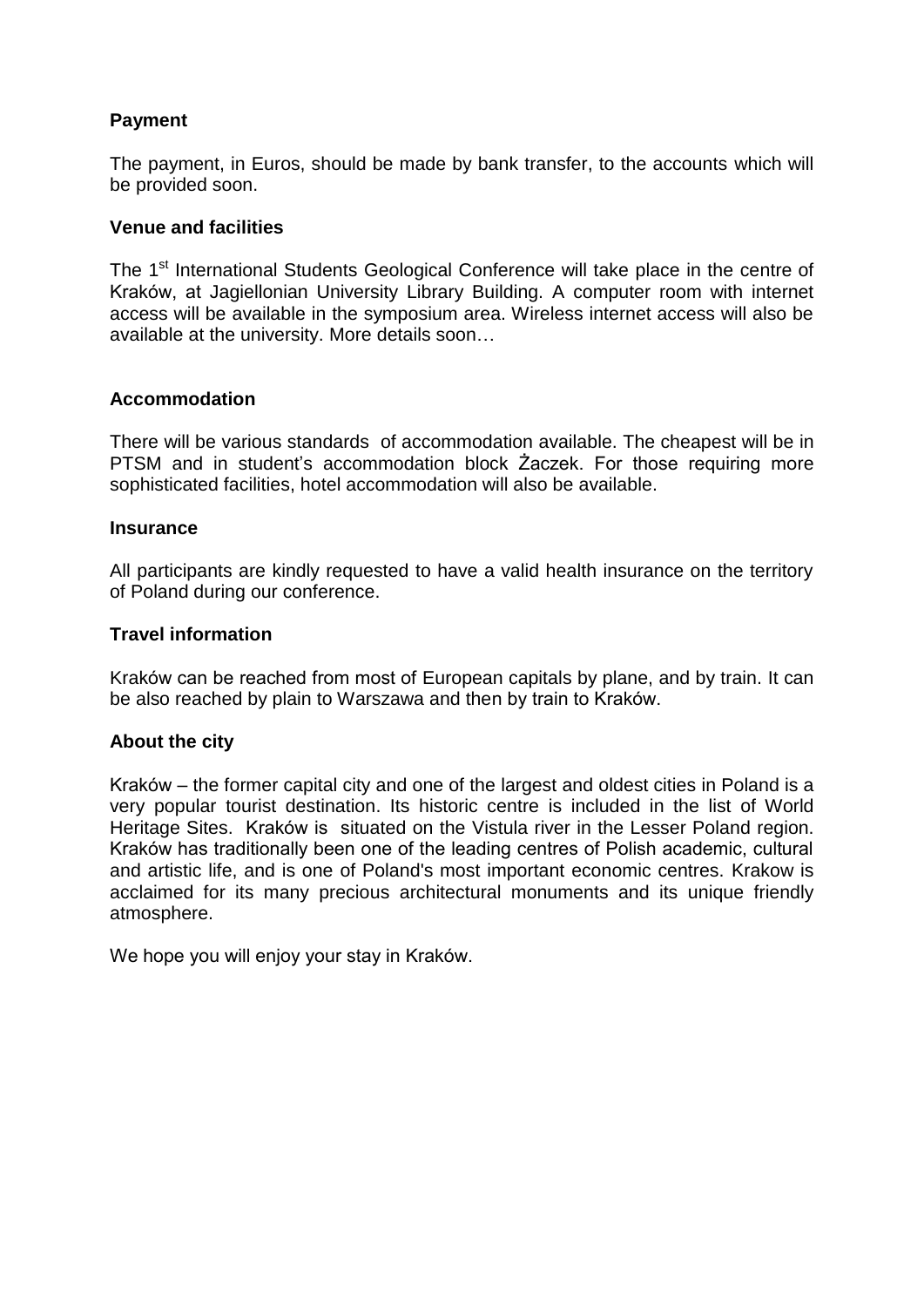## Payment

The payment, in Euros, should be made by bank transfer, to the accounts which will be provided soon.

## Venue and facilities

The 1st International Students Geological Conference will take place in the centre of Kraków, at Jagiellonian University Library Building. A computer room with internet access will be available in the symposium area. Wireless internet access will also be available at the university. More details soon…

## Accommodation

There will be various standards of accommodation available. The cheapest will be in PTSM and in student's accommodation block Żaczek. For those requiring more sophisticated facilities, hotel accommodation will also be available.

## Insurance

All participants are kindly requested to have a valid health insurance on the territory of Poland during our conference.

## Travel information

Kraków can be reached from most of European capitals by plane, and by train. It can be also reached by plain to Warszawa and then by train to Kraków.

## About the city

Kraków – the former capital city and one of the largest and oldest cities in Poland is a very popular tourist destination. Its historic centre is included in the list of World Heritage Sites. Kraków is situated on the Vistula river in the Lesser Poland region. Kraków has traditionally been one of the leading centres of Polish academic, cultural and artistic life, and is one of Poland's most important economic centres. Krakow is acclaimed for its many precious architectural monuments and its unique friendly atmosphere.

We hope you will enjoy your stay in Kraków.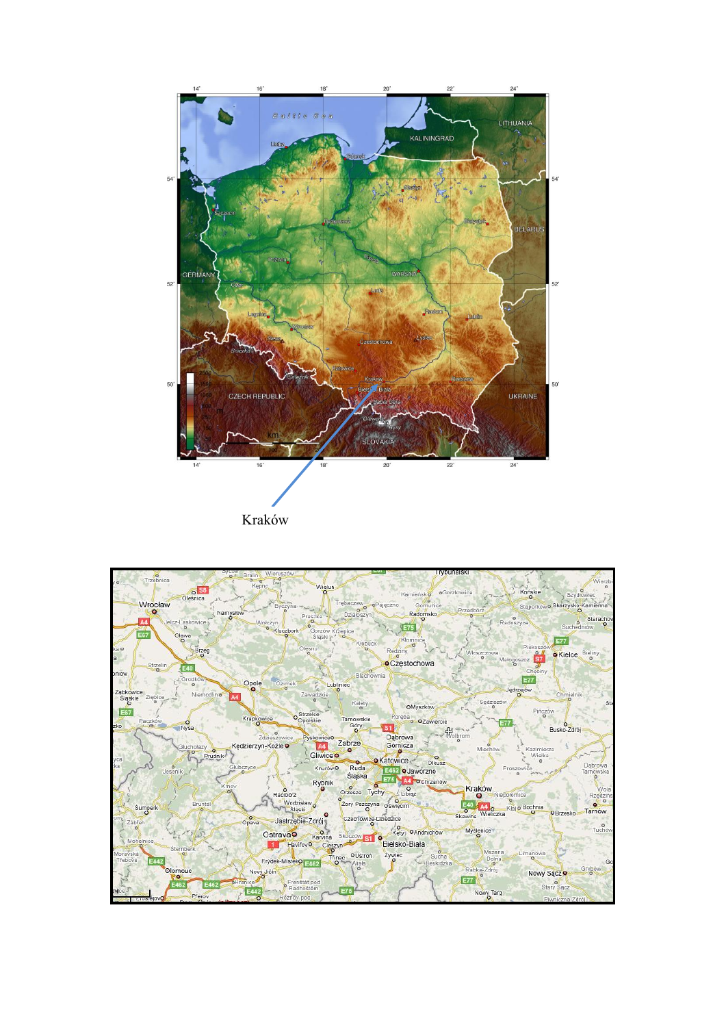Kraków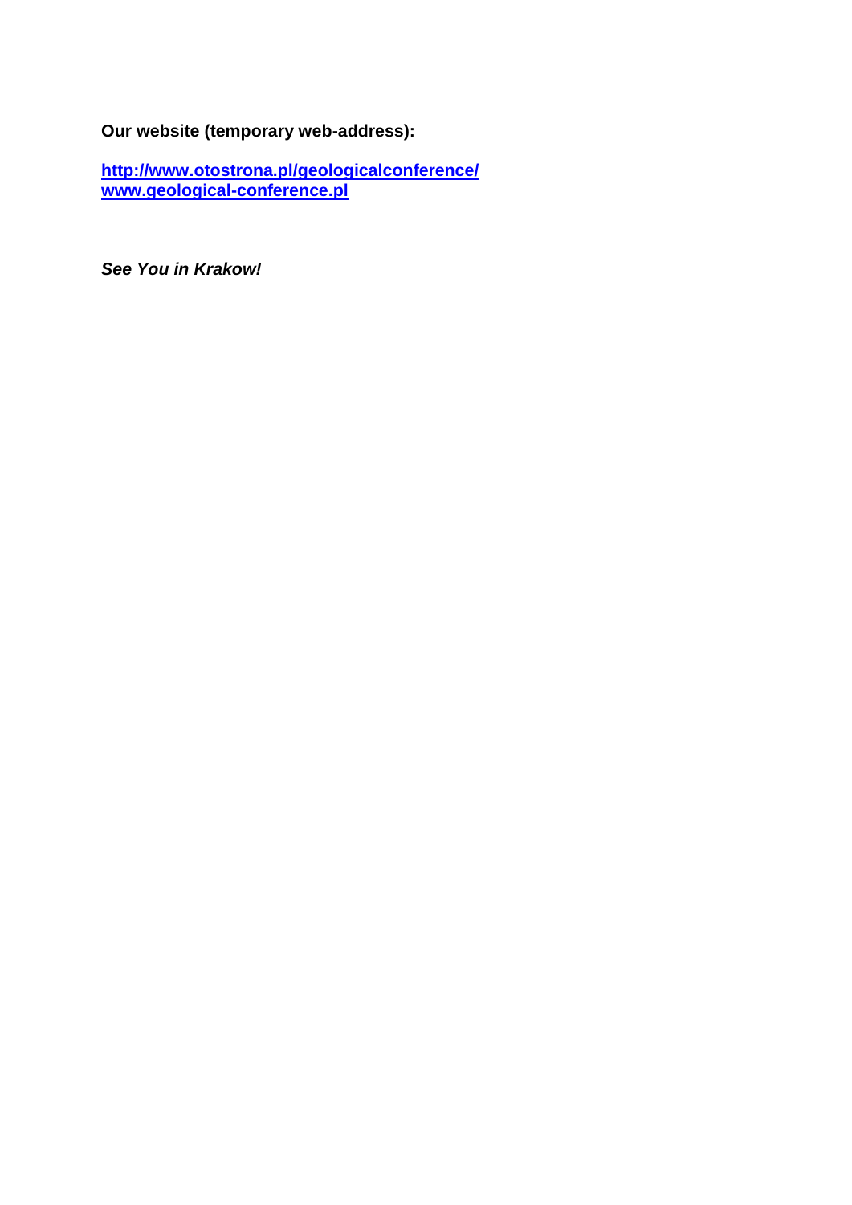**Our website (temporary web-address):**

**[http://www.otostrona.pl/geologicalconference/](http://www.otostrona.pl/geologicalconference/)**
**[www.geological-conference.pl](http://www.geological-conference.pl)**

***See You in Krakow!***